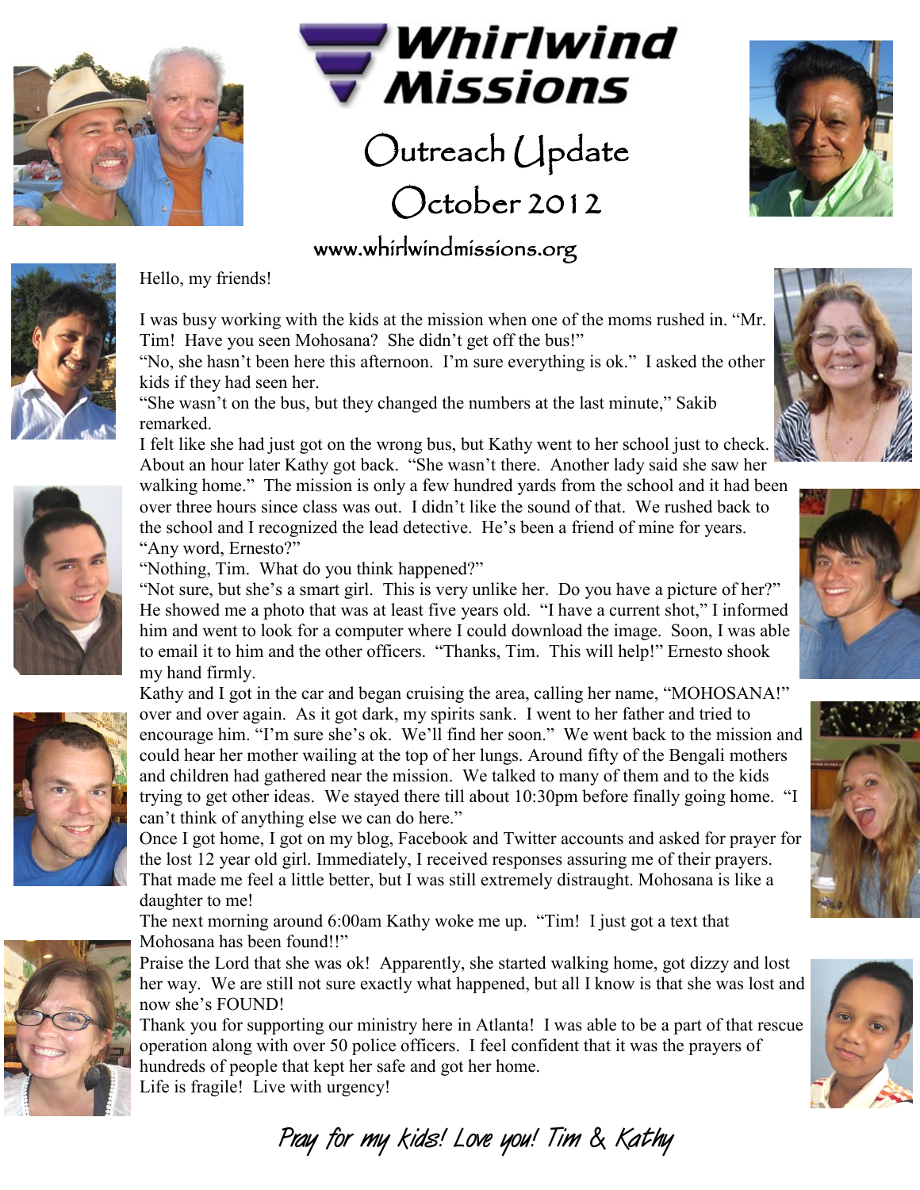# Whirlwind Missions

## Outreach Update
## October 2012

www.whirlwindmissions.org

Hello, my friends!

I was busy working with the kids at the mission when one of the moms rushed in. "Mr. Tim! Have you seen Mohosana? She didn't get off the bus!"

"No, she hasn't been here this afternoon. I'm sure everything is ok." I asked the other kids if they had seen her.

"She wasn't on the bus, but they changed the numbers at the last minute," Sakib remarked.

I felt like she had just got on the wrong bus, but Kathy went to her school just to check. About an hour later Kathy got back. "She wasn't there. Another lady said she saw her walking home." The mission is only a few hundred yards from the school and it had been over three hours since class was out. I didn't like the sound of that. We rushed back to the school and I recognized the lead detective. He's been a friend of mine for years.

"Any word, Ernesto?"

"Nothing, Tim. What do you think happened?"

"Not sure, but she's a smart girl. This is very unlike her. Do you have a picture of her?" He showed me a photo that was at least five years old. "I have a current shot," I informed him and went to look for a computer where I could download the image. Soon, I was able to email it to him and the other officers. "Thanks, Tim. This will help!" Ernesto shook my hand firmly.

Kathy and I got in the car and began cruising the area, calling her name, "MOHOSANA!" over and over again. As it got dark, my spirits sank. I went to her father and tried to encourage him. "I'm sure she's ok. We'll find her soon." We went back to the mission and could hear her mother wailing at the top of her lungs. Around fifty of the Bengali mothers and children had gathered near the mission. We talked to many of them and to the kids trying to get other ideas. We stayed there till about 10:30pm before finally going home. "I can't think of anything else we can do here."

Once I got home, I got on my blog, Facebook and Twitter accounts and asked for prayer for the lost 12 year old girl. Immediately, I received responses assuring me of their prayers. That made me feel a little better, but I was still extremely distraught. Mohosana is like a daughter to me!

The next morning around 6:00am Kathy woke me up. "Tim! I just got a text that Mohosana has been found!!"

Praise the Lord that she was ok! Apparently, she started walking home, got dizzy and lost her way. We are still not sure exactly what happened, but all I know is that she was lost and now she's FOUND!

Thank you for supporting our ministry here in Atlanta! I was able to be a part of that rescue operation along with over 50 police officers. I feel confident that it was the prayers of hundreds of people that kept her safe and got her home.

Life is fragile! Live with urgency!

*Pray for my kids! Love you! Tim & Kathy*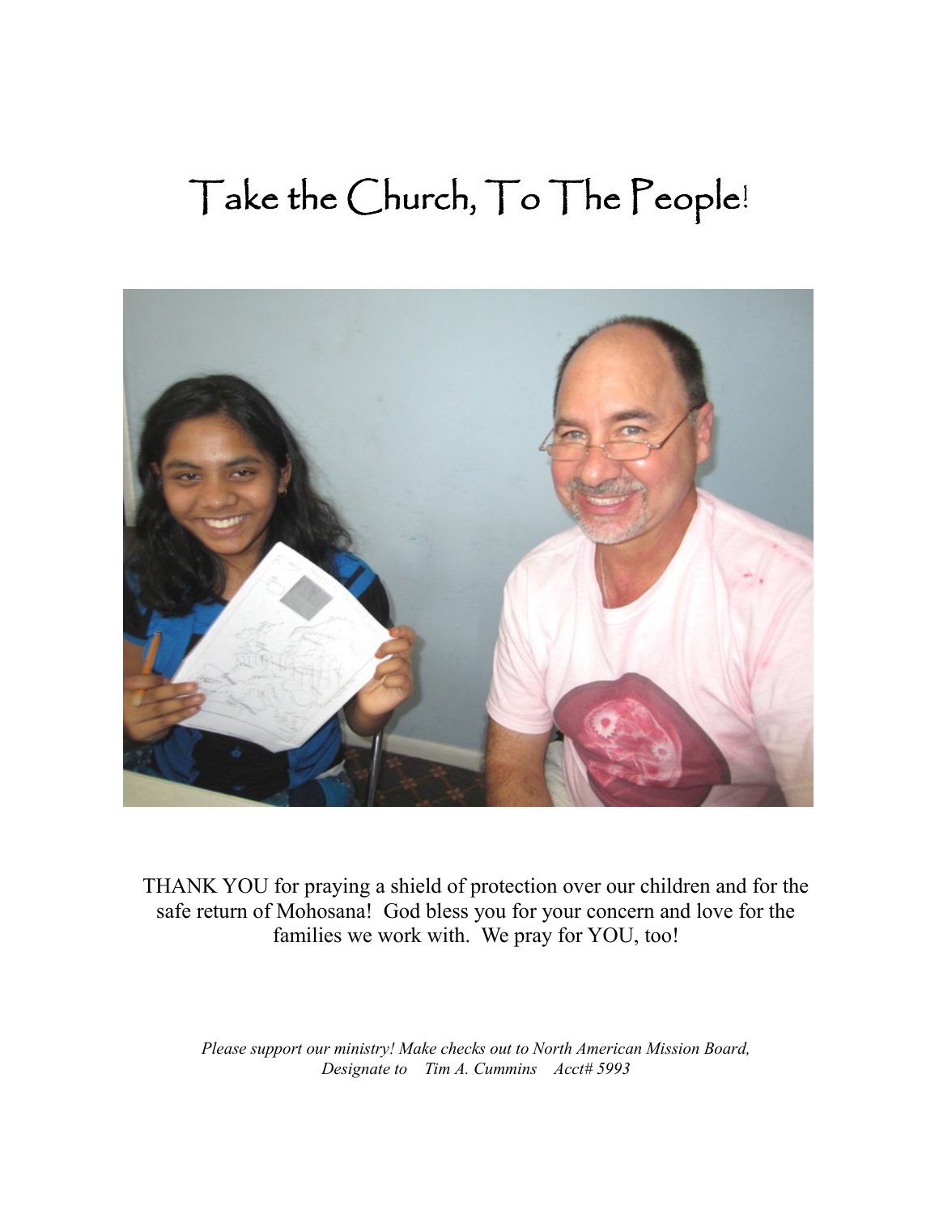# Take the Church, To The People!

THANK YOU for praying a shield of protection over our children and for the safe return of Mohosana! God bless you for your concern and love for the families we work with. We pray for YOU, too!

*Please support our ministry! Make checks out to North American Mission Board, Designate to Tim A. Cummins Acct# 5993*